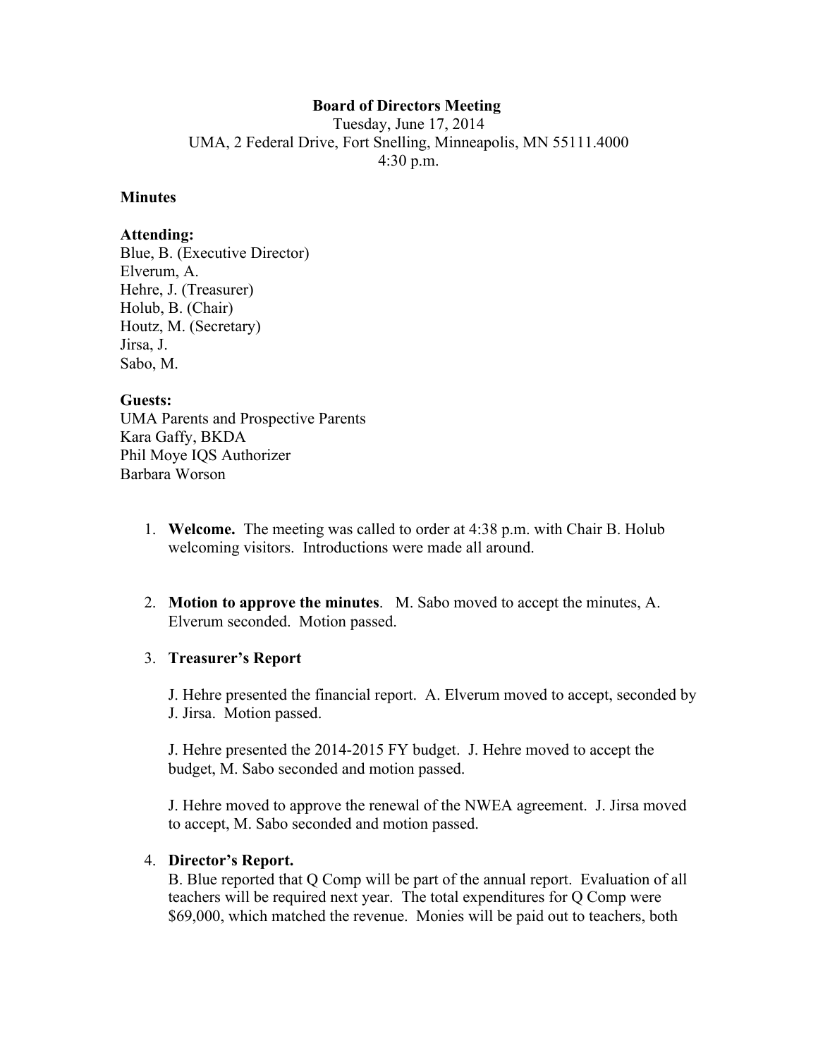**Board of Directors Meeting**
Tuesday, June 17, 2014
UMA, 2 Federal Drive, Fort Snelling, Minneapolis, MN 55111.4000
4:30 p.m.

**Minutes**

**Attending:**
Blue, B. (Executive Director)
Elverum, A.
Hehre, J. (Treasurer)
Holub, B. (Chair)
Houtz, M. (Secretary)
Jirsa, J.
Sabo, M.

**Guests:**
UMA Parents and Prospective Parents
Kara Gaffy, BKDA
Phil Moye IQS Authorizer
Barbara Worson

1. **Welcome.** The meeting was called to order at 4:38 p.m. with Chair B. Holub welcoming visitors. Introductions were made all around.

2. **Motion to approve the minutes**. M. Sabo moved to accept the minutes, A. Elverum seconded. Motion passed.

3. **Treasurer's Report**

   J. Hehre presented the financial report. A. Elverum moved to accept, seconded by J. Jirsa. Motion passed.

   J. Hehre presented the 2014-2015 FY budget. J. Hehre moved to accept the budget, M. Sabo seconded and motion passed.

   J. Hehre moved to approve the renewal of the NWEA agreement. J. Jirsa moved to accept, M. Sabo seconded and motion passed.

4. **Director's Report.**
   B. Blue reported that Q Comp will be part of the annual report. Evaluation of all teachers will be required next year. The total expenditures for Q Comp were $69,000, which matched the revenue. Monies will be paid out to teachers, both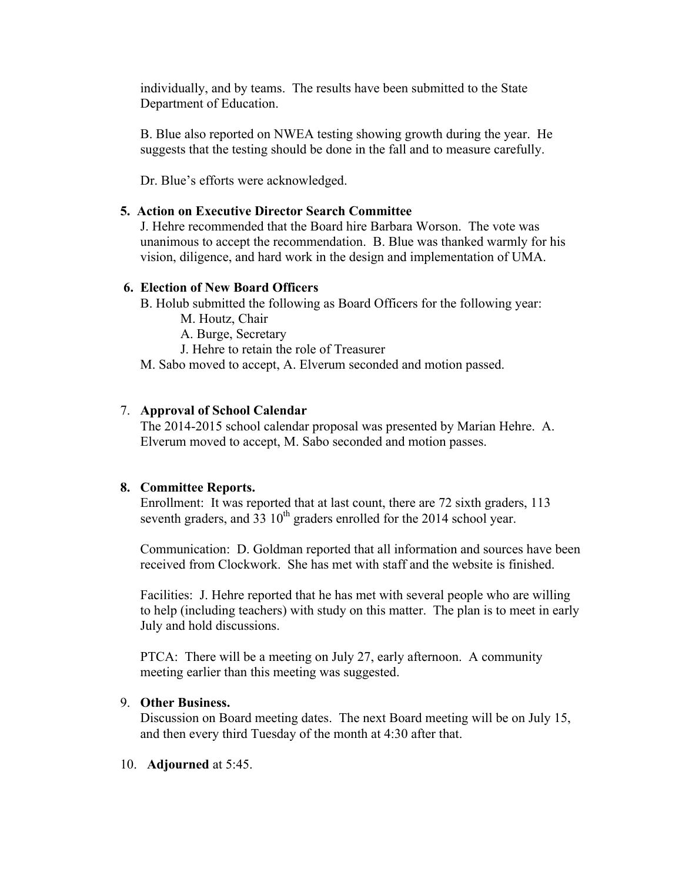individually, and by teams. The results have been submitted to the State Department of Education.

B. Blue also reported on NWEA testing showing growth during the year. He suggests that the testing should be done in the fall and to measure carefully.

Dr. Blue's efforts were acknowledged.

5. **Action on Executive Director Search Committee**
   J. Hehre recommended that the Board hire Barbara Worson. The vote was unanimous to accept the recommendation. B. Blue was thanked warmly for his vision, diligence, and hard work in the design and implementation of UMA.

6. **Election of New Board Officers**
   B. Holub submitted the following as Board Officers for the following year:
   - M. Houtz, Chair
   - A. Burge, Secretary
   - J. Hehre to retain the role of Treasurer

   M. Sabo moved to accept, A. Elverum seconded and motion passed.

7. **Approval of School Calendar**
   The 2014-2015 school calendar proposal was presented by Marian Hehre. A. Elverum moved to accept, M. Sabo seconded and motion passes.

8. **Committee Reports.**
   Enrollment: It was reported that at last count, there are 72 sixth graders, 113 seventh graders, and 33 10th graders enrolled for the 2014 school year.

   Communication: D. Goldman reported that all information and sources have been received from Clockwork. She has met with staff and the website is finished.

   Facilities: J. Hehre reported that he has met with several people who are willing to help (including teachers) with study on this matter. The plan is to meet in early July and hold discussions.

   PTCA: There will be a meeting on July 27, early afternoon. A community meeting earlier than this meeting was suggested.

9. **Other Business.**
   Discussion on Board meeting dates. The next Board meeting will be on July 15, and then every third Tuesday of the month at 4:30 after that.

10. **Adjourned** at 5:45.